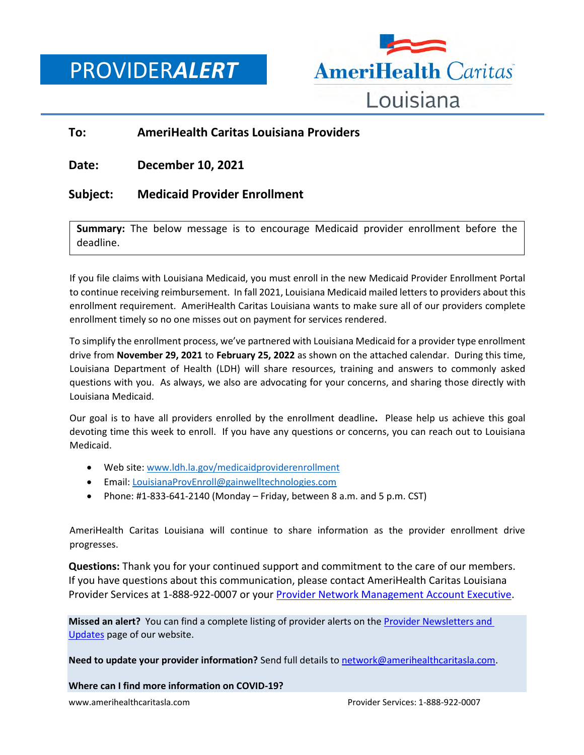# PROVIDER*ALERT*

AmeriHealth Caritas Louisiana

**To:** AmeriHealth Caritas Louisiana Providers

**Date:** December 10, 2021

**Subject:** Medicaid Provider Enrollment

**Summary:** The below message is to encourage Medicaid provider enrollment before the deadline.

If you file claims with Louisiana Medicaid, you must enroll in the new Medicaid Provider Enrollment Portal to continue receiving reimbursement. In fall 2021, Louisiana Medicaid mailed letters to providers about this enrollment requirement. AmeriHealth Caritas Louisiana wants to make sure all of our providers complete enrollment timely so no one misses out on payment for services rendered.

To simplify the enrollment process, we've partnered with Louisiana Medicaid for a provider type enrollment drive from **November 29, 2021** to **February 25, 2022** as shown on the attached calendar. During this time, Louisiana Department of Health (LDH) will share resources, training and answers to commonly asked questions with you. As always, we also are advocating for your concerns, and sharing those directly with Louisiana Medicaid.

Our goal is to have all providers enrolled by the enrollment deadline**.** Please help us achieve this goal devoting time this week to enroll. If you have any questions or concerns, you can reach out to Louisiana Medicaid.

- Web site: www.ldh.la.gov/medicaidproviderenrollment
- Email: LouisianaProvEnroll@gainwelltechnologies.com
- Phone: #1-833-641-2140 (Monday – Friday, between 8 a.m. and 5 p.m. CST)

AmeriHealth Caritas Louisiana will continue to share information as the provider enrollment drive progresses.

**Questions:** Thank you for your continued support and commitment to the care of our members. If you have questions about this communication, please contact AmeriHealth Caritas Louisiana Provider Services at 1-888-922-0007 or your Provider Network Management Account Executive.

**Missed an alert?** You can find a complete listing of provider alerts on the Provider Newsletters and Updates page of our website.

**Need to update your provider information?** Send full details to network@amerihealthcaritasla.com.

**Where can I find more information on COVID-19?**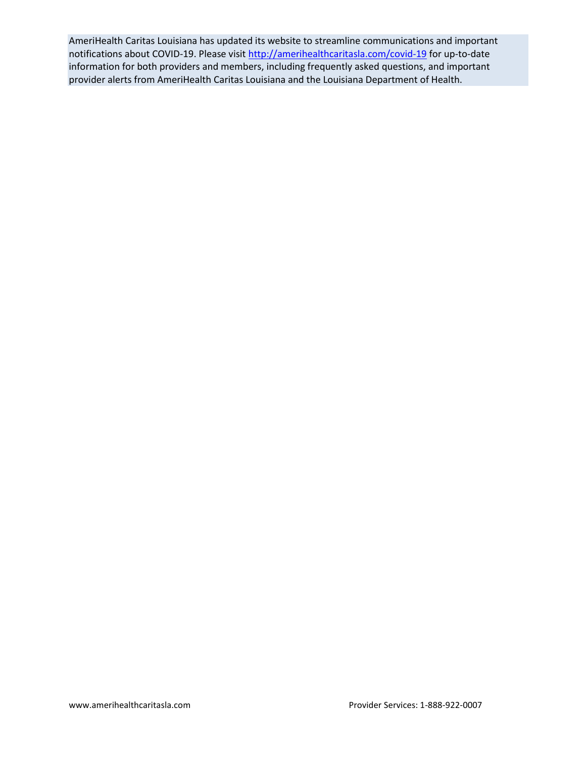AmeriHealth Caritas Louisiana has updated its website to streamline communications and important notifications about COVID-19. Please visit [http://amerihealthcaritasla.com/covid-19](http://amerihealthcaritasla.com/covid-19) for up-to-date information for both providers and members, including frequently asked questions, and important provider alerts from AmeriHealth Caritas Louisiana and the Louisiana Department of Health.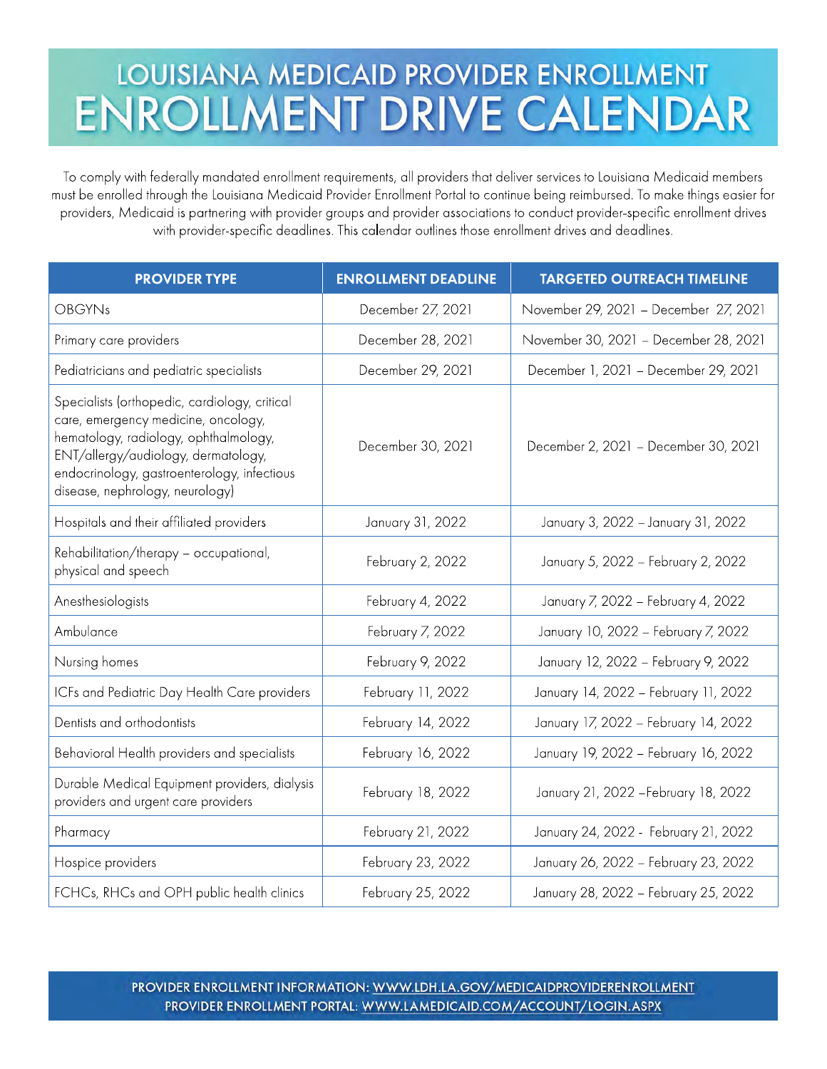# LOUISIANA MEDICAID PROVIDER ENROLLMENT
# ENROLLMENT DRIVE CALENDAR

To comply with federally mandated enrollment requirements, all providers that deliver services to Louisiana Medicaid members must be enrolled through the Louisiana Medicaid Provider Enrollment Portal to continue being reimbursed. To make things easier for providers, Medicaid is partnering with provider groups and provider associations to conduct provider-specific enrollment drives with provider-specific deadlines. This calendar outlines those enrollment drives and deadlines.

| PROVIDER TYPE | ENROLLMENT DEADLINE | TARGETED OUTREACH TIMELINE |
|---|---|---|
| OBGYNs | December 27, 2021 | November 29, 2021 – December 27, 2021 |
| Primary care providers | December 28, 2021 | November 30, 2021 – December 28, 2021 |
| Pediatricians and pediatric specialists | December 29, 2021 | December 1, 2021 – December 29, 2021 |
| Specialists (orthopedic, cardiology, critical care, emergency medicine, oncology, hematology, radiology, ophthalmology, ENT/allergy/audiology, dermatology, endocrinology, gastroenterology, infectious disease, nephrology, neurology) | December 30, 2021 | December 2, 2021 – December 30, 2021 |
| Hospitals and their affiliated providers | January 31, 2022 | January 3, 2022 – January 31, 2022 |
| Rehabilitation/therapy – occupational, physical and speech | February 2, 2022 | January 5, 2022 – February 2, 2022 |
| Anesthesiologists | February 4, 2022 | January 7, 2022 – February 4, 2022 |
| Ambulance | February 7, 2022 | January 10, 2022 – February 7, 2022 |
| Nursing homes | February 9, 2022 | January 12, 2022 – February 9, 2022 |
| ICFs and Pediatric Day Health Care providers | February 11, 2022 | January 14, 2022 – February 11, 2022 |
| Dentists and orthodontists | February 14, 2022 | January 17, 2022 – February 14, 2022 |
| Behavioral Health providers and specialists | February 16, 2022 | January 19, 2022 – February 16, 2022 |
| Durable Medical Equipment providers, dialysis providers and urgent care providers | February 18, 2022 | January 21, 2022 –February 18, 2022 |
| Pharmacy | February 21, 2022 | January 24, 2022 - February 21, 2022 |
| Hospice providers | February 23, 2022 | January 26, 2022 – February 23, 2022 |
| FCHCs, RHCs and OPH public health clinics | February 25, 2022 | January 28, 2022 – February 25, 2022 |

**PROVIDER ENROLLMENT INFORMATION: WWW.LDH.LA.GOV/MEDICAIDPROVIDERENROLLMENT**
**PROVIDER ENROLLMENT PORTAL: WWW.LAMEDICAID.COM/ACCOUNT/LOGIN.ASPX**